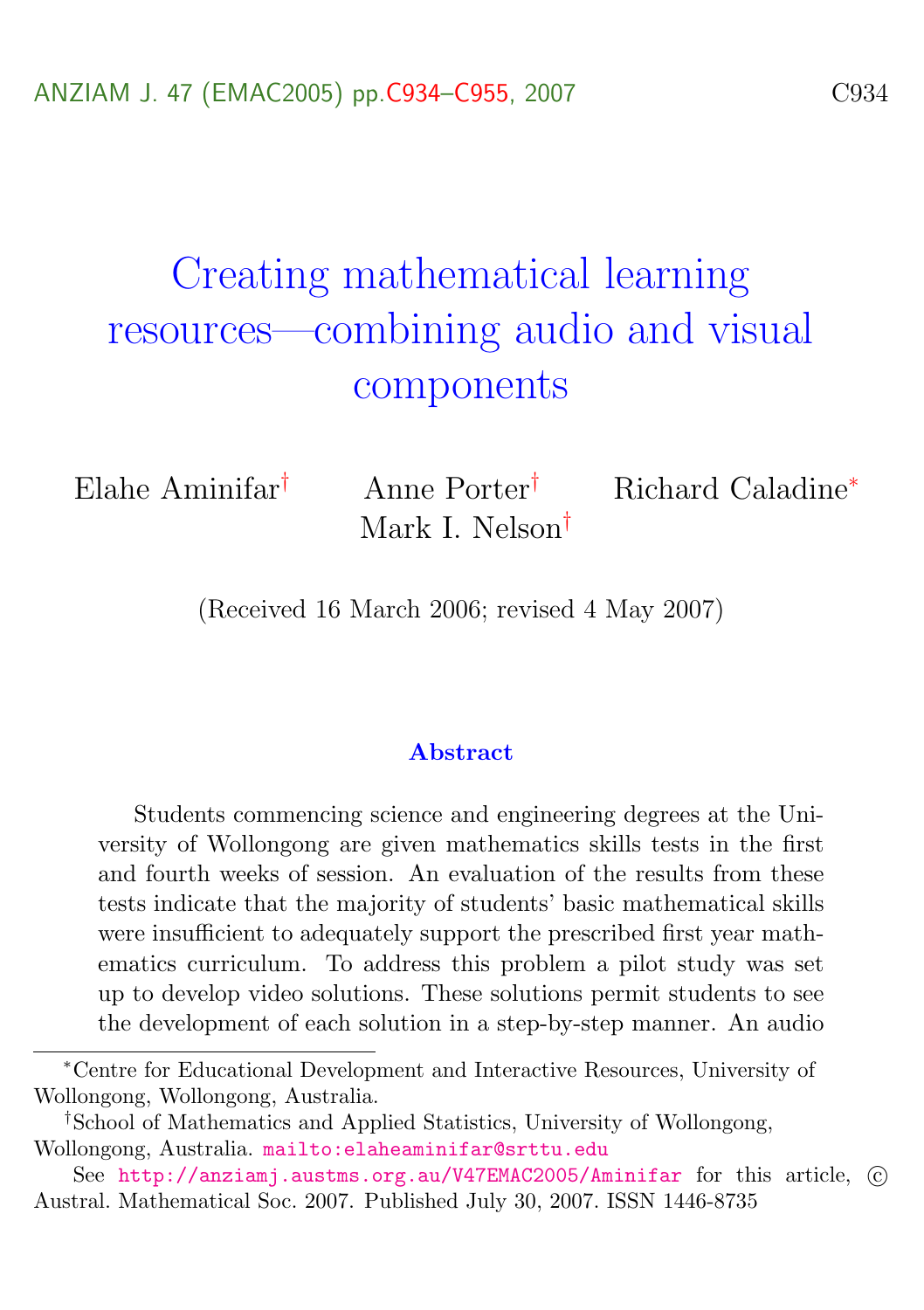# Creating mathematical learning resources—combining audio and visual components

Elahe Aminifar[†] Anne Porter[†] Richard Caladine[*]
Mark I. Nelson[†]

(Received 16 March 2006; revised 4 May 2007)

### Abstract

Students commencing science and engineering degrees at the University of Wollongong are given mathematics skills tests in the first and fourth weeks of session. An evaluation of the results from these tests indicate that the majority of students' basic mathematical skills were insufficient to adequately support the prescribed first year mathematics curriculum. To address this problem a pilot study was set up to develop video solutions. These solutions permit students to see the development of each solution in a step-by-step manner. An audio

---

[*]Centre for Educational Development and Interactive Resources, University of Wollongong, Wollongong, Australia.

[†]School of Mathematics and Applied Statistics, University of Wollongong, Wollongong, Australia. mailto:elaheaminifar@srttu.edu

See http://anziamj.austms.org.au/V47EMAC2005/Aminifar for this article, © Austral. Mathematical Soc. 2007. Published July 30, 2007. ISSN 1446-8735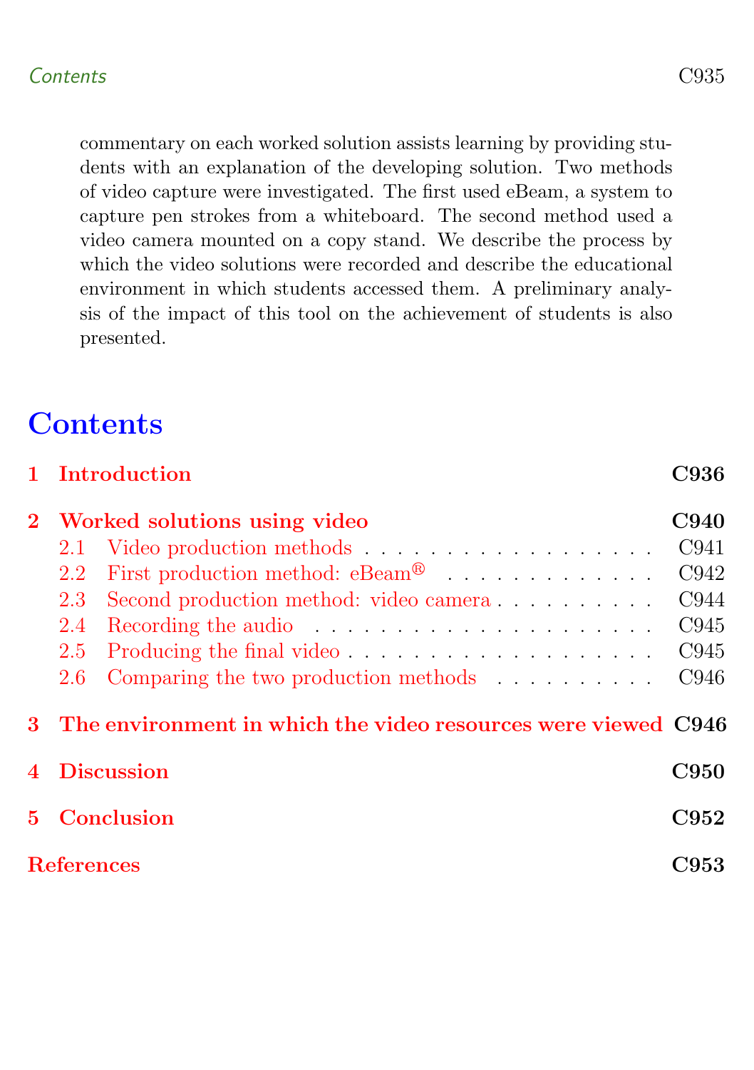commentary on each worked solution assists learning by providing students with an explanation of the developing solution. Two methods of video capture were investigated. The first used eBeam, a system to capture pen strokes from a whiteboard. The second method used a video camera mounted on a copy stand. We describe the process by which the video solutions were recorded and describe the educational environment in which students accessed them. A preliminary analysis of the impact of this tool on the achievement of students is also presented.

# Contents

**1 Introduction** C936

**2 Worked solutions using video** C940

- 2.1 Video production methods . . . . . . . . . . . . . . . . . . . C941
- 2.2 First production method: eBeam® . . . . . . . . . . . . . . C942
- 2.3 Second production method: video camera . . . . . . . . . . C944
- 2.4 Recording the audio . . . . . . . . . . . . . . . . . . . . . . C945
- 2.5 Producing the final video . . . . . . . . . . . . . . . . . . . C945
- 2.6 Comparing the two production methods . . . . . . . . . . C946

**3 The environment in which the video resources were viewed** C946

**4 Discussion** C950

**5 Conclusion** C952

**References** C953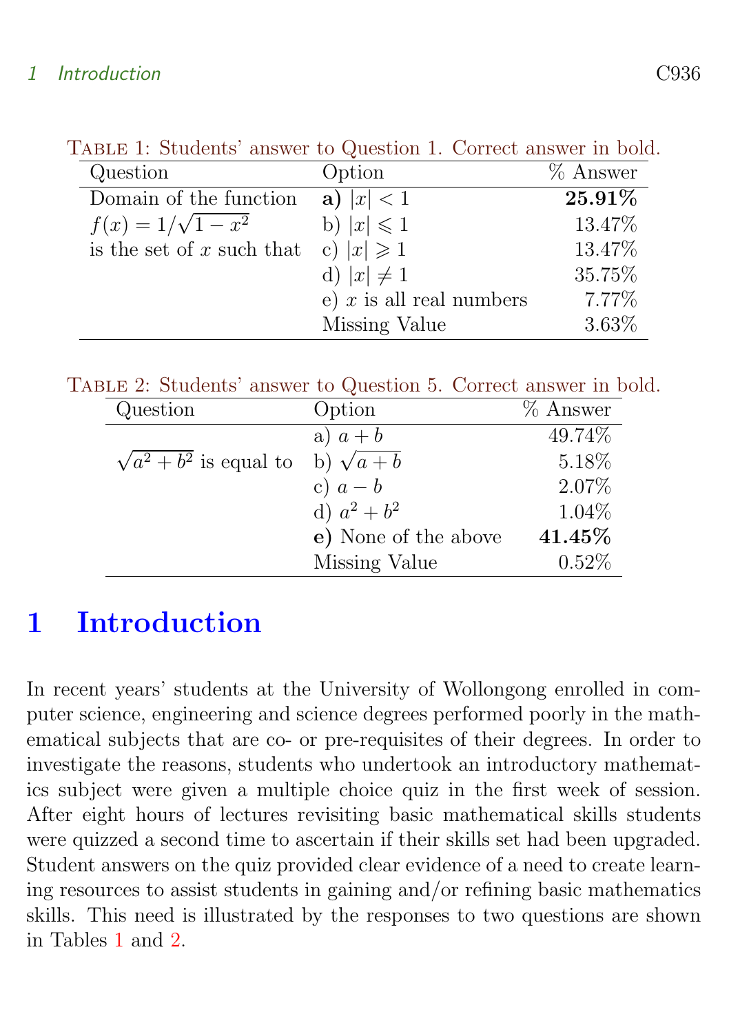Table 1: Students' answer to Question 1. Correct answer in bold.

| Question | Option | % Answer |
|---|---|---|
| Domain of the function $f(x) = 1/\sqrt{1-x^2}$ is the set of $x$ such that | **a)** $\vert x\vert < 1$ | **25.91%** |
| | b) $\vert x\vert \leqslant 1$ | 13.47% |
| | c) $\vert x\vert \geqslant 1$ | 13.47% |
| | d) $\vert x\vert \neq 1$ | 35.75% |
| | e) $x$ is all real numbers | 7.77% |
| | Missing Value | 3.63% |

Table 2: Students' answer to Question 5. Correct answer in bold.

| Question | Option | % Answer |
|---|---|---|
| $\sqrt{a^2+b^2}$ is equal to | a) $a+b$ | 49.74% |
| | b) $\sqrt{a+b}$ | 5.18% |
| | c) $a-b$ | 2.07% |
| | d) $a^2+b^2$ | 1.04% |
| | **e)** None of the above | **41.45%** |
| | Missing Value | 0.52% |

# 1 Introduction

In recent years' students at the University of Wollongong enrolled in computer science, engineering and science degrees performed poorly in the mathematical subjects that are co- or pre-requisites of their degrees. In order to investigate the reasons, students who undertook an introductory mathematics subject were given a multiple choice quiz in the first week of session. After eight hours of lectures revisiting basic mathematical skills students were quizzed a second time to ascertain if their skills set had been upgraded. Student answers on the quiz provided clear evidence of a need to create learning resources to assist students in gaining and/or refining basic mathematics skills. This need is illustrated by the responses to two questions are shown in Tables 1 and 2.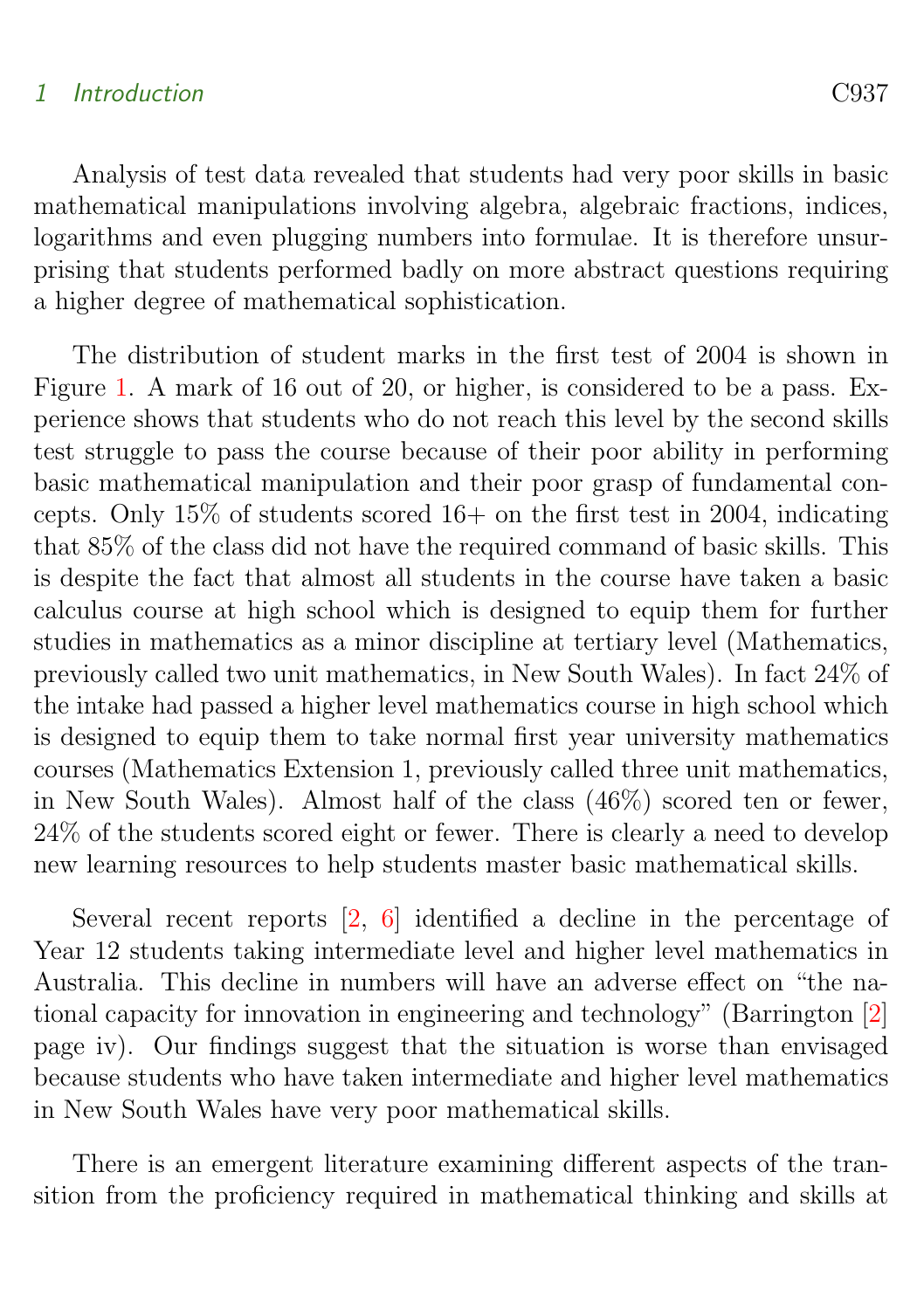Analysis of test data revealed that students had very poor skills in basic mathematical manipulations involving algebra, algebraic fractions, indices, logarithms and even plugging numbers into formulae. It is therefore unsurprising that students performed badly on more abstract questions requiring a higher degree of mathematical sophistication.

The distribution of student marks in the first test of 2004 is shown in Figure 1. A mark of 16 out of 20, or higher, is considered to be a pass. Experience shows that students who do not reach this level by the second skills test struggle to pass the course because of their poor ability in performing basic mathematical manipulation and their poor grasp of fundamental concepts. Only 15% of students scored 16+ on the first test in 2004, indicating that 85% of the class did not have the required command of basic skills. This is despite the fact that almost all students in the course have taken a basic calculus course at high school which is designed to equip them for further studies in mathematics as a minor discipline at tertiary level (Mathematics, previously called two unit mathematics, in New South Wales). In fact 24% of the intake had passed a higher level mathematics course in high school which is designed to equip them to take normal first year university mathematics courses (Mathematics Extension 1, previously called three unit mathematics, in New South Wales). Almost half of the class (46%) scored ten or fewer, 24% of the students scored eight or fewer. There is clearly a need to develop new learning resources to help students master basic mathematical skills.

Several recent reports [2, 6] identified a decline in the percentage of Year 12 students taking intermediate level and higher level mathematics in Australia. This decline in numbers will have an adverse effect on "the national capacity for innovation in engineering and technology" (Barrington [2] page iv). Our findings suggest that the situation is worse than envisaged because students who have taken intermediate and higher level mathematics in New South Wales have very poor mathematical skills.

There is an emergent literature examining different aspects of the transition from the proficiency required in mathematical thinking and skills at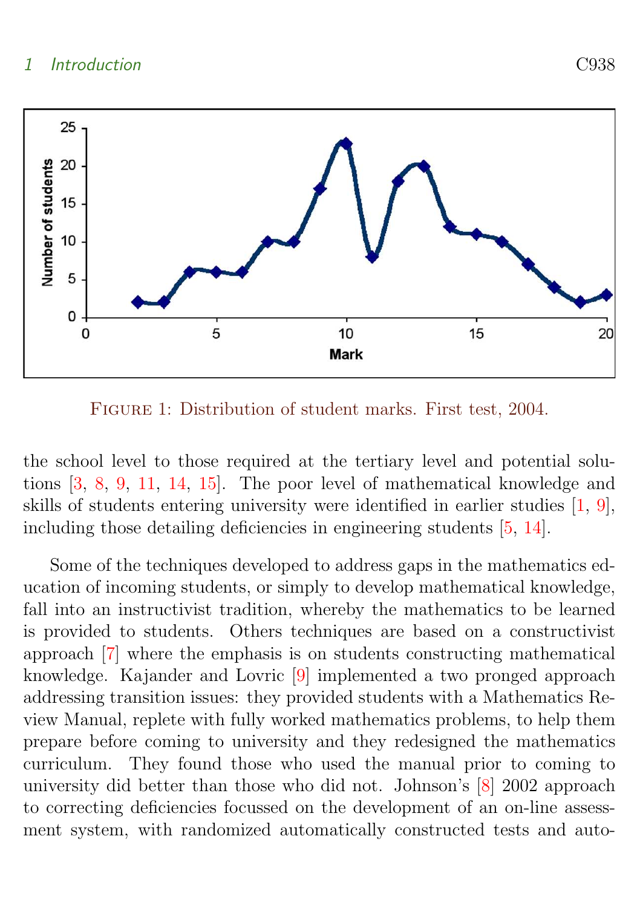Figure 1: Distribution of student marks. First test, 2004.

the school level to those required at the tertiary level and potential solutions [3, 8, 9, 11, 14, 15]. The poor level of mathematical knowledge and skills of students entering university were identified in earlier studies [1, 9], including those detailing deficiencies in engineering students [5, 14].

Some of the techniques developed to address gaps in the mathematics education of incoming students, or simply to develop mathematical knowledge, fall into an instructivist tradition, whereby the mathematics to be learned is provided to students. Others techniques are based on a constructivist approach [7] where the emphasis is on students constructing mathematical knowledge. Kajander and Lovric [9] implemented a two pronged approach addressing transition issues: they provided students with a Mathematics Review Manual, replete with fully worked mathematics problems, to help them prepare before coming to university and they redesigned the mathematics curriculum. They found those who used the manual prior to coming to university did better than those who did not. Johnson's [8] 2002 approach to correcting deficiencies focussed on the development of an on-line assessment system, with randomized automatically constructed tests and auto-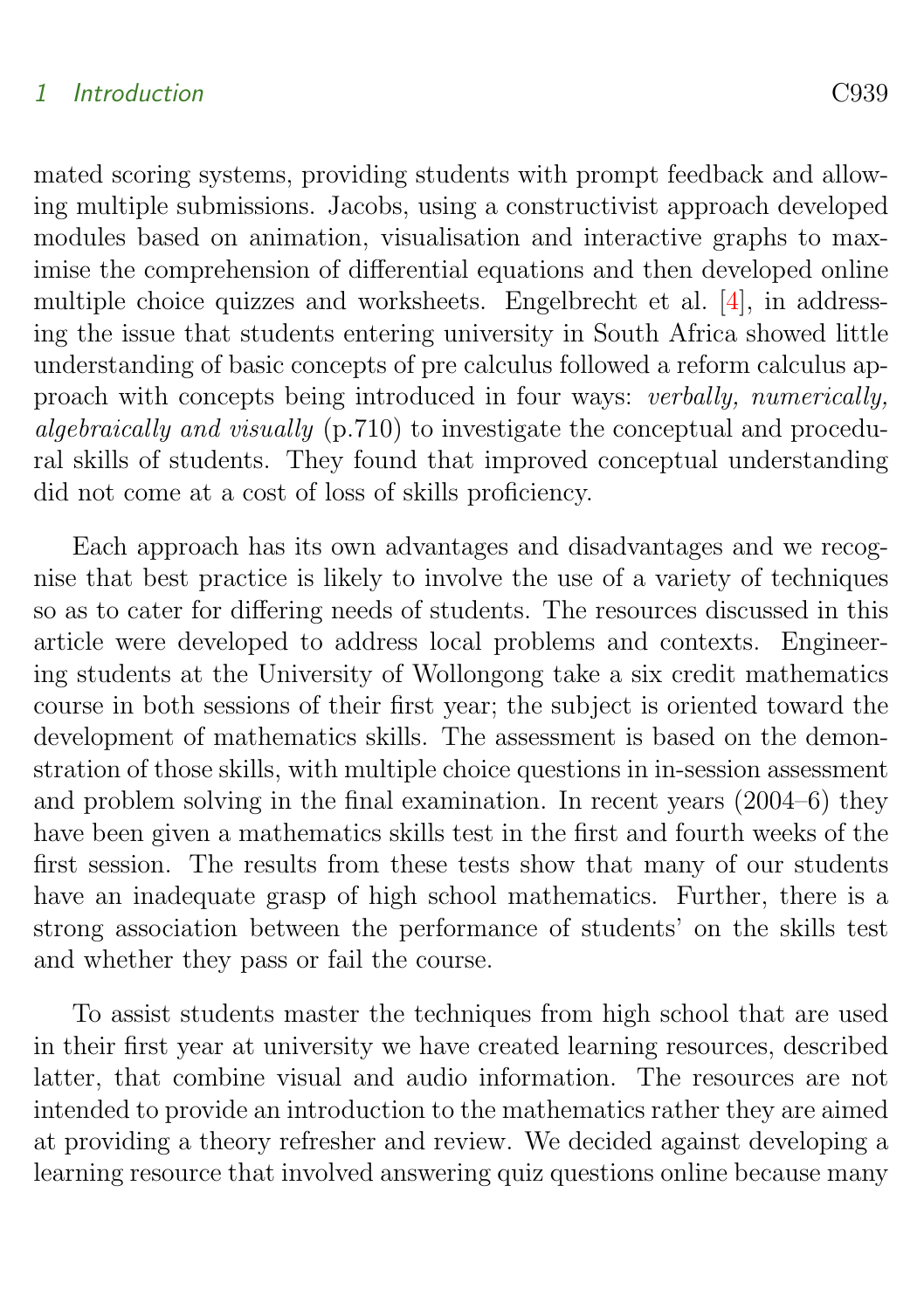mated scoring systems, providing students with prompt feedback and allowing multiple submissions. Jacobs, using a constructivist approach developed modules based on animation, visualisation and interactive graphs to maximise the comprehension of differential equations and then developed online multiple choice quizzes and worksheets. Engelbrecht et al. [4], in addressing the issue that students entering university in South Africa showed little understanding of basic concepts of pre calculus followed a reform calculus approach with concepts being introduced in four ways: *verbally, numerically, algebraically and visually* (p.710) to investigate the conceptual and procedural skills of students. They found that improved conceptual understanding did not come at a cost of loss of skills proficiency.

Each approach has its own advantages and disadvantages and we recognise that best practice is likely to involve the use of a variety of techniques so as to cater for differing needs of students. The resources discussed in this article were developed to address local problems and contexts. Engineering students at the University of Wollongong take a six credit mathematics course in both sessions of their first year; the subject is oriented toward the development of mathematics skills. The assessment is based on the demonstration of those skills, with multiple choice questions in in-session assessment and problem solving in the final examination. In recent years (2004–6) they have been given a mathematics skills test in the first and fourth weeks of the first session. The results from these tests show that many of our students have an inadequate grasp of high school mathematics. Further, there is a strong association between the performance of students' on the skills test and whether they pass or fail the course.

To assist students master the techniques from high school that are used in their first year at university we have created learning resources, described latter, that combine visual and audio information. The resources are not intended to provide an introduction to the mathematics rather they are aimed at providing a theory refresher and review. We decided against developing a learning resource that involved answering quiz questions online because many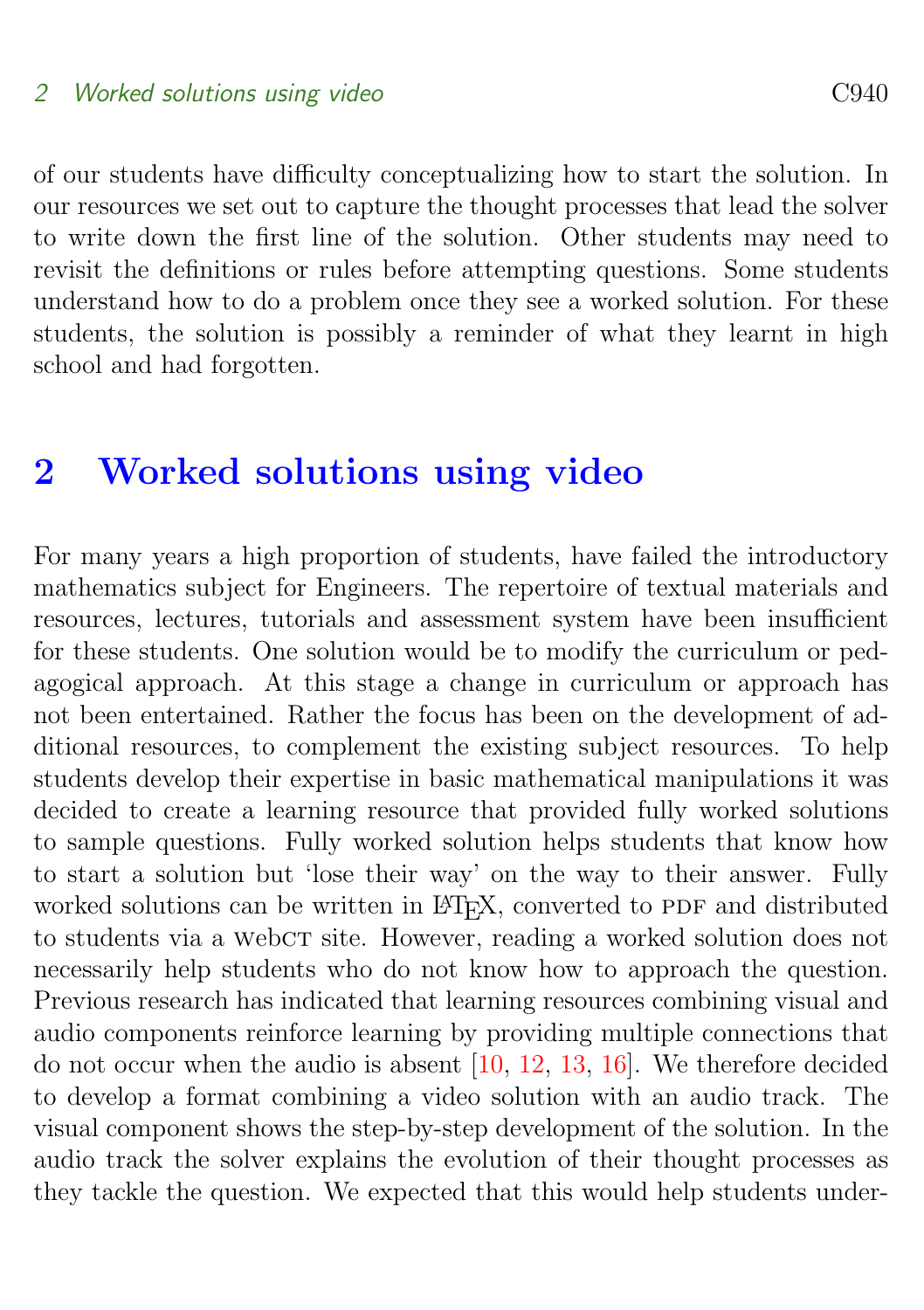of our students have difficulty conceptualizing how to start the solution. In our resources we set out to capture the thought processes that lead the solver to write down the first line of the solution. Other students may need to revisit the definitions or rules before attempting questions. Some students understand how to do a problem once they see a worked solution. For these students, the solution is possibly a reminder of what they learnt in high school and had forgotten.

## 2 Worked solutions using video

For many years a high proportion of students, have failed the introductory mathematics subject for Engineers. The repertoire of textual materials and resources, lectures, tutorials and assessment system have been insufficient for these students. One solution would be to modify the curriculum or pedagogical approach. At this stage a change in curriculum or approach has not been entertained. Rather the focus has been on the development of additional resources, to complement the existing subject resources. To help students develop their expertise in basic mathematical manipulations it was decided to create a learning resource that provided fully worked solutions to sample questions. Fully worked solution helps students that know how to start a solution but 'lose their way' on the way to their answer. Fully worked solutions can be written in LaTeX, converted to PDF and distributed to students via a WebCT site. However, reading a worked solution does not necessarily help students who do not know how to approach the question. Previous research has indicated that learning resources combining visual and audio components reinforce learning by providing multiple connections that do not occur when the audio is absent [10, 12, 13, 16]. We therefore decided to develop a format combining a video solution with an audio track. The visual component shows the step-by-step development of the solution. In the audio track the solver explains the evolution of their thought processes as they tackle the question. We expected that this would help students under-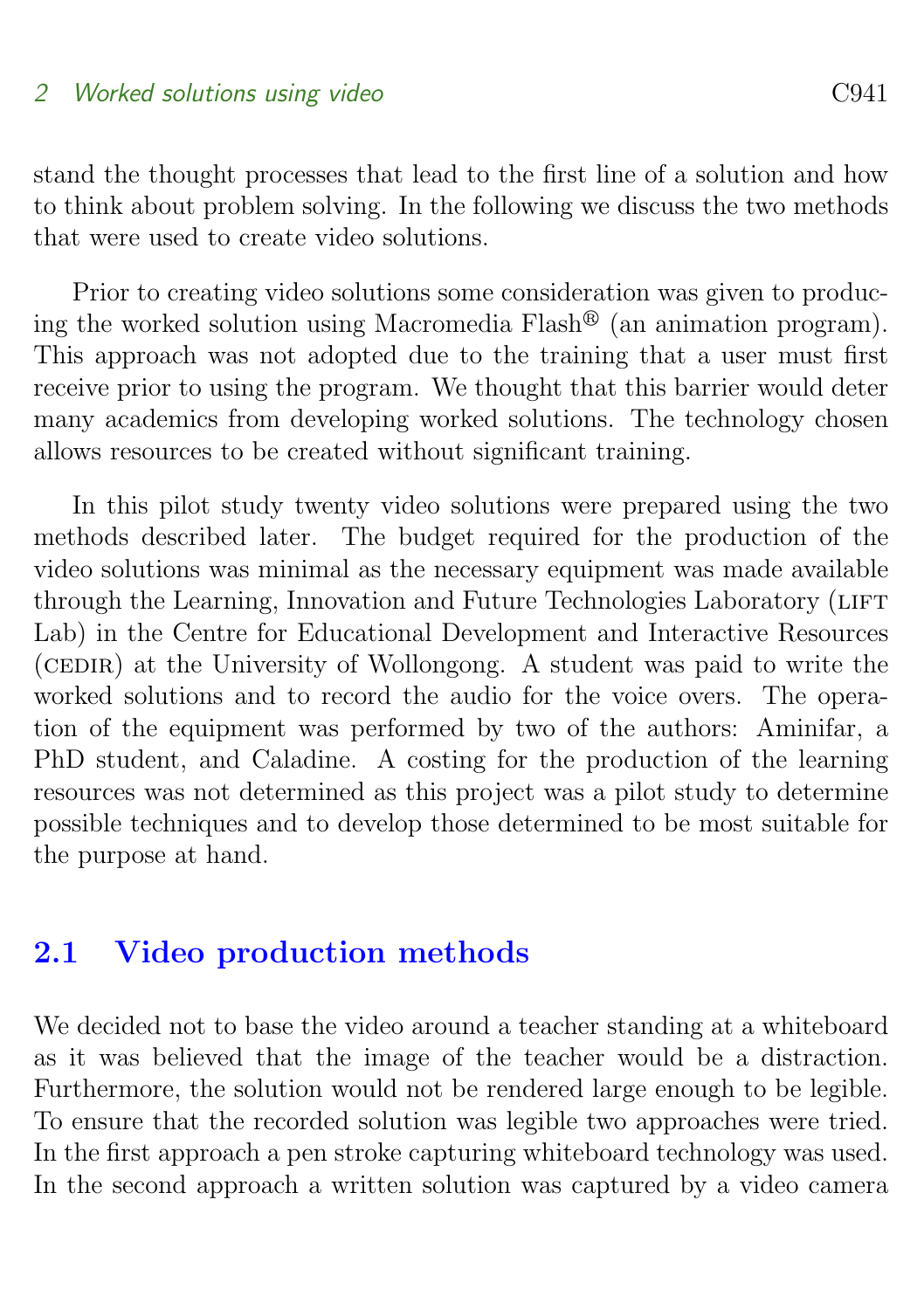stand the thought processes that lead to the first line of a solution and how to think about problem solving. In the following we discuss the two methods that were used to create video solutions.

Prior to creating video solutions some consideration was given to producing the worked solution using Macromedia Flash® (an animation program). This approach was not adopted due to the training that a user must first receive prior to using the program. We thought that this barrier would deter many academics from developing worked solutions. The technology chosen allows resources to be created without significant training.

In this pilot study twenty video solutions were prepared using the two methods described later. The budget required for the production of the video solutions was minimal as the necessary equipment was made available through the Learning, Innovation and Future Technologies Laboratory (LIFT Lab) in the Centre for Educational Development and Interactive Resources (CEDIR) at the University of Wollongong. A student was paid to write the worked solutions and to record the audio for the voice overs. The operation of the equipment was performed by two of the authors: Aminifar, a PhD student, and Caladine. A costing for the production of the learning resources was not determined as this project was a pilot study to determine possible techniques and to develop those determined to be most suitable for the purpose at hand.

## 2.1 Video production methods

We decided not to base the video around a teacher standing at a whiteboard as it was believed that the image of the teacher would be a distraction. Furthermore, the solution would not be rendered large enough to be legible. To ensure that the recorded solution was legible two approaches were tried. In the first approach a pen stroke capturing whiteboard technology was used. In the second approach a written solution was captured by a video camera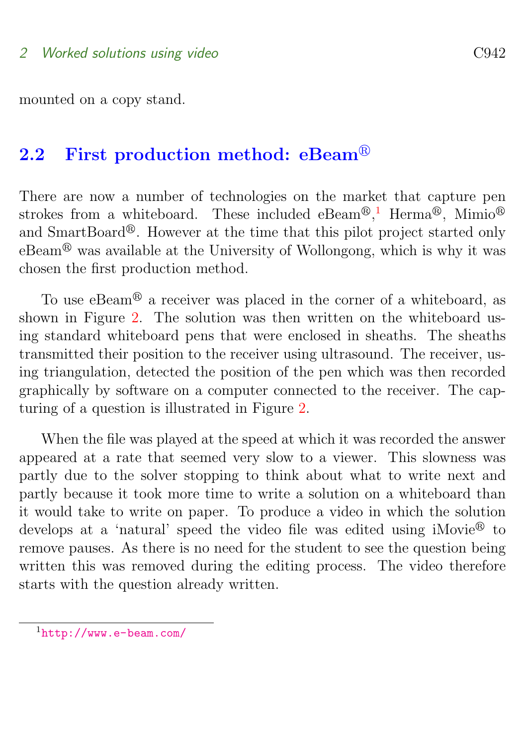mounted on a copy stand.

## 2.2 First production method: eBeam®

There are now a number of technologies on the market that capture pen strokes from a whiteboard. These included eBeam®,[1] Herma®, Mimio® and SmartBoard®. However at the time that this pilot project started only eBeam® was available at the University of Wollongong, which is why it was chosen the first production method.

To use eBeam® a receiver was placed in the corner of a whiteboard, as shown in Figure 2. The solution was then written on the whiteboard using standard whiteboard pens that were enclosed in sheaths. The sheaths transmitted their position to the receiver using ultrasound. The receiver, using triangulation, detected the position of the pen which was then recorded graphically by software on a computer connected to the receiver. The capturing of a question is illustrated in Figure 2.

When the file was played at the speed at which it was recorded the answer appeared at a rate that seemed very slow to a viewer. This slowness was partly due to the solver stopping to think about what to write next and partly because it took more time to write a solution on a whiteboard than it would take to write on paper. To produce a video in which the solution develops at a 'natural' speed the video file was edited using iMovie® to remove pauses. As there is no need for the student to see the question being written this was removed during the editing process. The video therefore starts with the question already written.

[1] http://www.e-beam.com/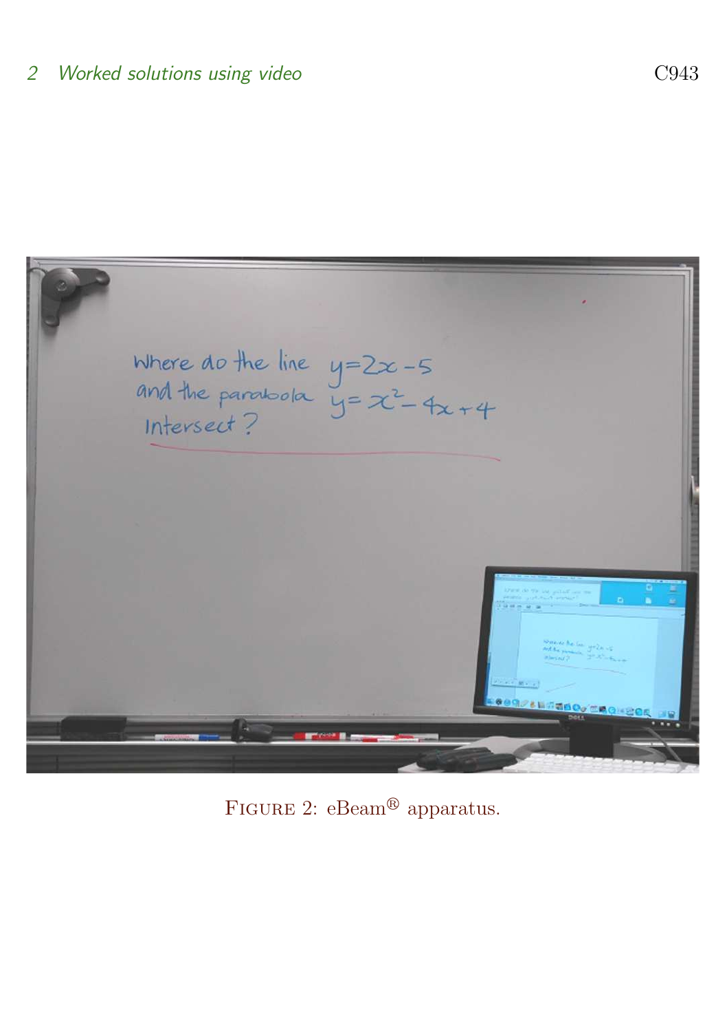FIGURE 2: eBeam® apparatus.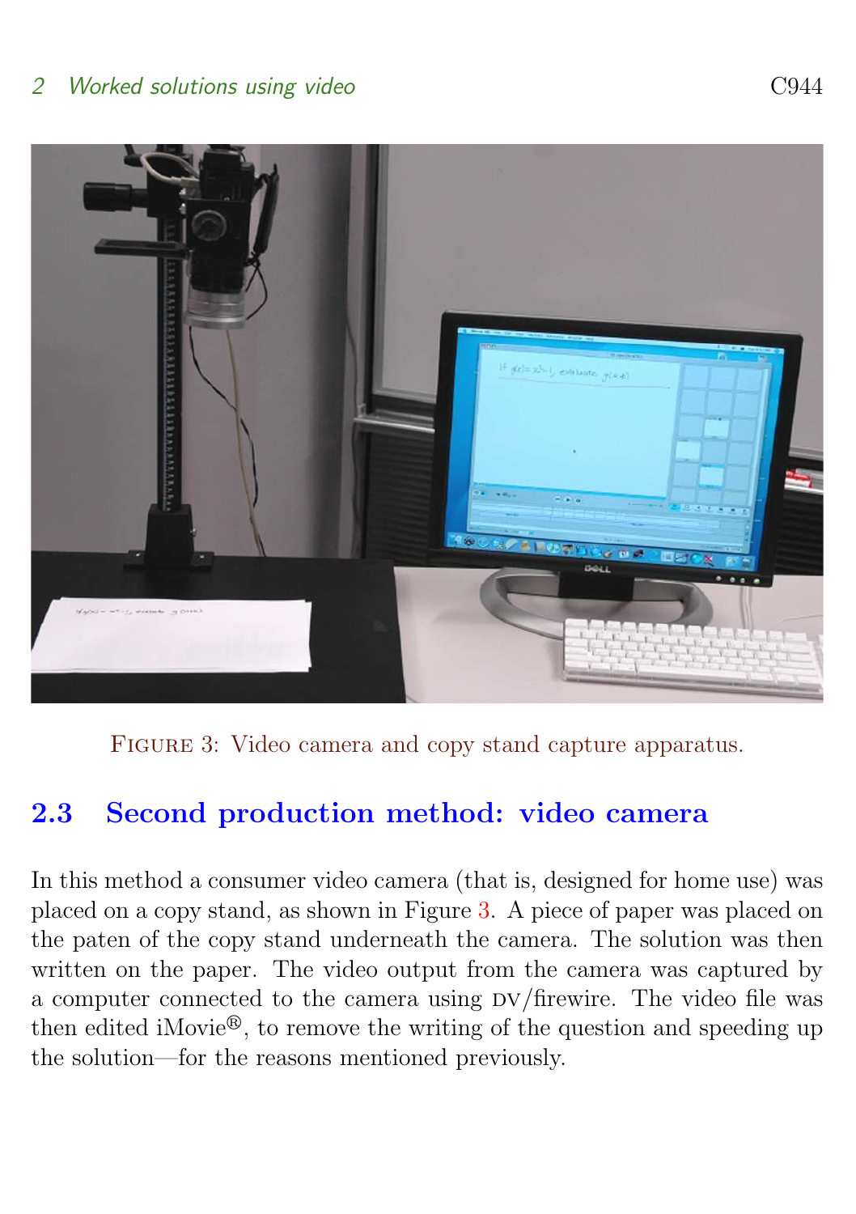Figure 3: Video camera and copy stand capture apparatus.

## 2.3 Second production method: video camera

In this method a consumer video camera (that is, designed for home use) was placed on a copy stand, as shown in Figure 3. A piece of paper was placed on the paten of the copy stand underneath the camera. The solution was then written on the paper. The video output from the camera was captured by a computer connected to the camera using DV/firewire. The video file was then edited iMovie®, to remove the writing of the question and speeding up the solution—for the reasons mentioned previously.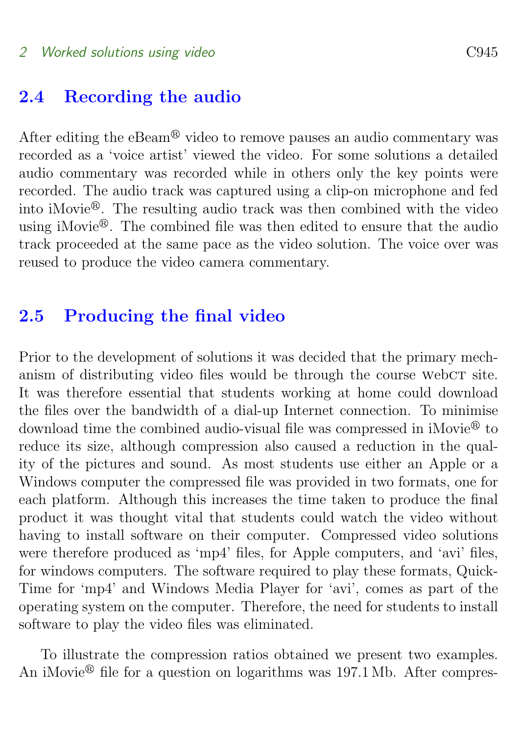## 2.4 Recording the audio

After editing the eBeam® video to remove pauses an audio commentary was recorded as a 'voice artist' viewed the video. For some solutions a detailed audio commentary was recorded while in others only the key points were recorded. The audio track was captured using a clip-on microphone and fed into iMovie®. The resulting audio track was then combined with the video using iMovie®. The combined file was then edited to ensure that the audio track proceeded at the same pace as the video solution. The voice over was reused to produce the video camera commentary.

## 2.5 Producing the final video

Prior to the development of solutions it was decided that the primary mechanism of distributing video files would be through the course WebCT site. It was therefore essential that students working at home could download the files over the bandwidth of a dial-up Internet connection. To minimise download time the combined audio-visual file was compressed in iMovie® to reduce its size, although compression also caused a reduction in the quality of the pictures and sound. As most students use either an Apple or a Windows computer the compressed file was provided in two formats, one for each platform. Although this increases the time taken to produce the final product it was thought vital that students could watch the video without having to install software on their computer. Compressed video solutions were therefore produced as 'mp4' files, for Apple computers, and 'avi' files, for windows computers. The software required to play these formats, QuickTime for 'mp4' and Windows Media Player for 'avi', comes as part of the operating system on the computer. Therefore, the need for students to install software to play the video files was eliminated.

To illustrate the compression ratios obtained we present two examples. An iMovie® file for a question on logarithms was 197.1 Mb. After compres-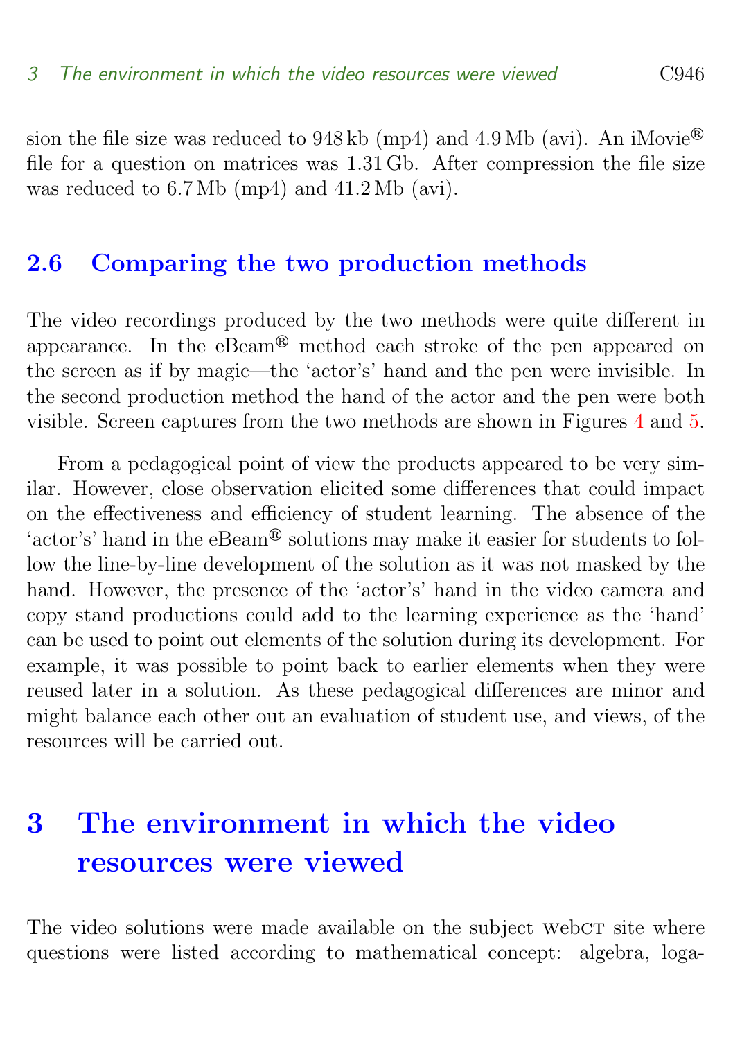sion the file size was reduced to 948 kb (mp4) and 4.9 Mb (avi). An iMovie® file for a question on matrices was 1.31 Gb. After compression the file size was reduced to 6.7 Mb (mp4) and 41.2 Mb (avi).

## 2.6 Comparing the two production methods

The video recordings produced by the two methods were quite different in appearance. In the eBeam® method each stroke of the pen appeared on the screen as if by magic—the 'actor's' hand and the pen were invisible. In the second production method the hand of the actor and the pen were both visible. Screen captures from the two methods are shown in Figures 4 and 5.

From a pedagogical point of view the products appeared to be very similar. However, close observation elicited some differences that could impact on the effectiveness and efficiency of student learning. The absence of the 'actor's' hand in the eBeam® solutions may make it easier for students to follow the line-by-line development of the solution as it was not masked by the hand. However, the presence of the 'actor's' hand in the video camera and copy stand productions could add to the learning experience as the 'hand' can be used to point out elements of the solution during its development. For example, it was possible to point back to earlier elements when they were reused later in a solution. As these pedagogical differences are minor and might balance each other out an evaluation of student use, and views, of the resources will be carried out.

# 3 The environment in which the video resources were viewed

The video solutions were made available on the subject WebCT site where questions were listed according to mathematical concept: algebra, loga-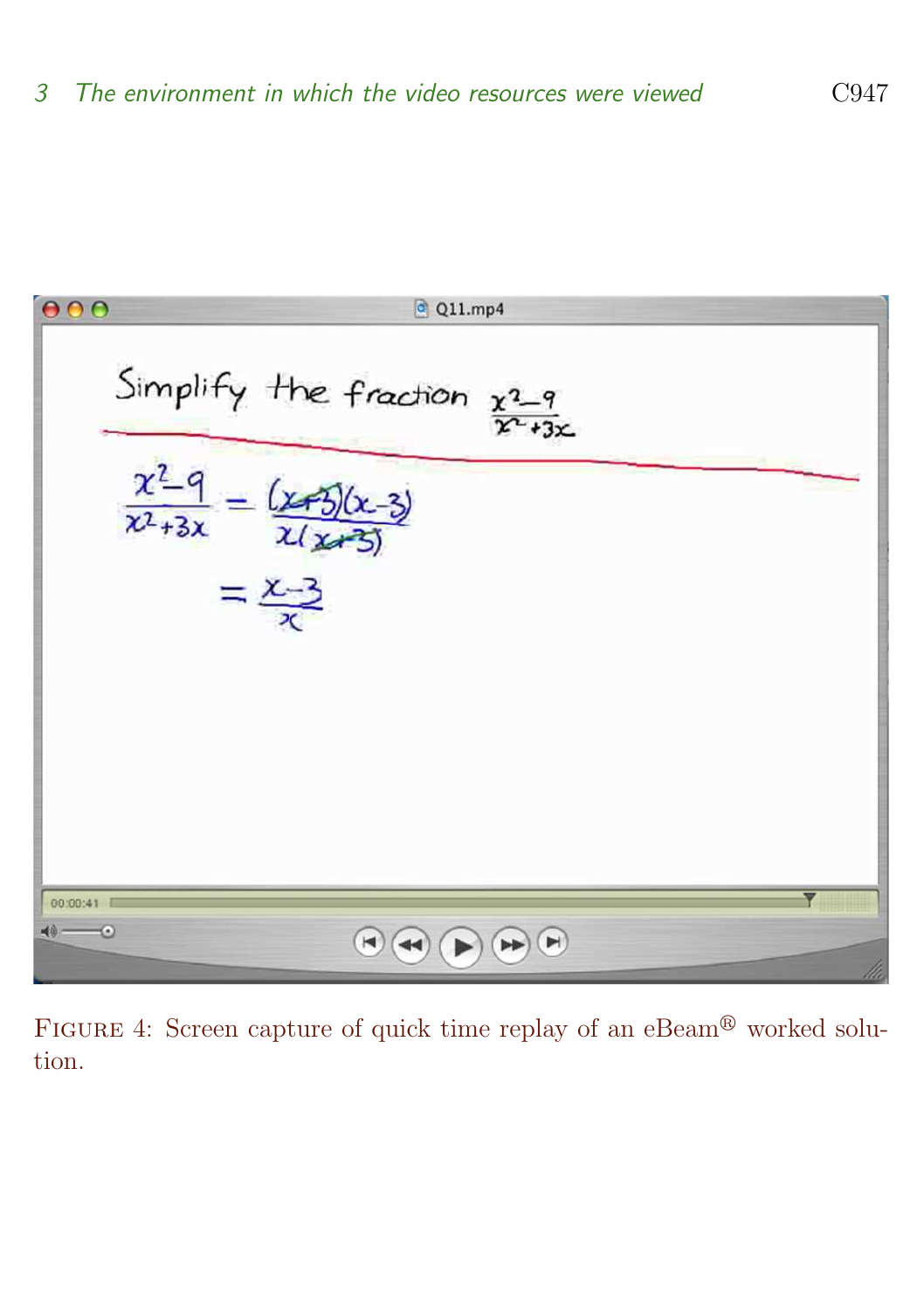FIGURE 4: Screen capture of quick time replay of an eBeam® worked solution.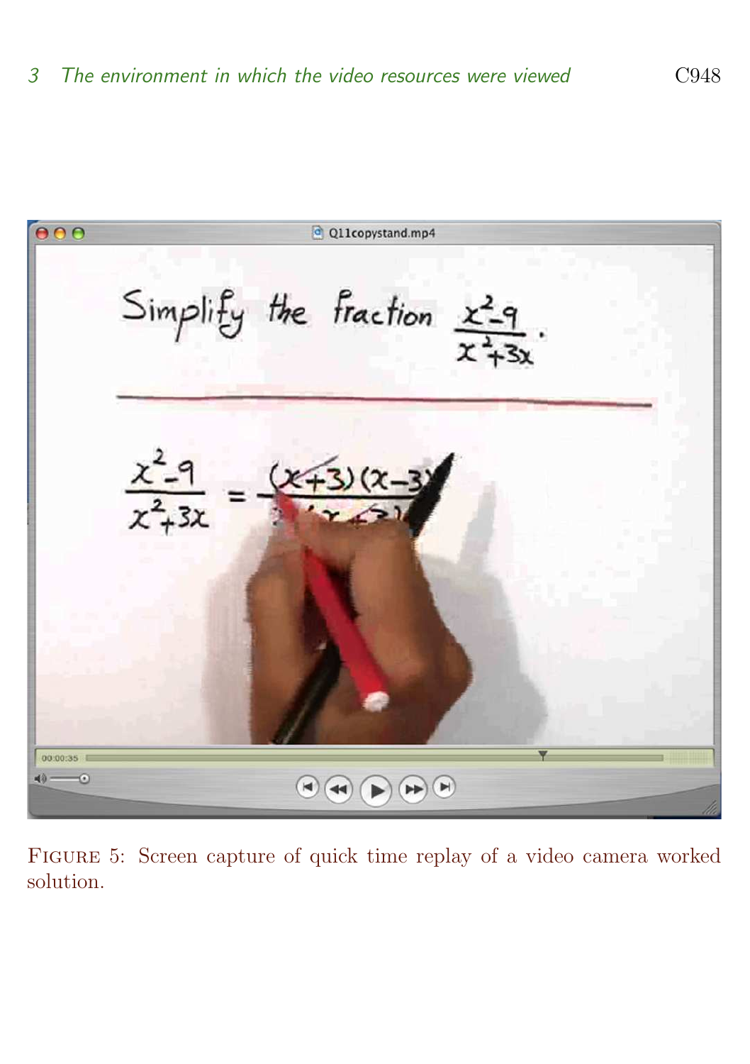FIGURE 5: Screen capture of quick time replay of a video camera worked solution.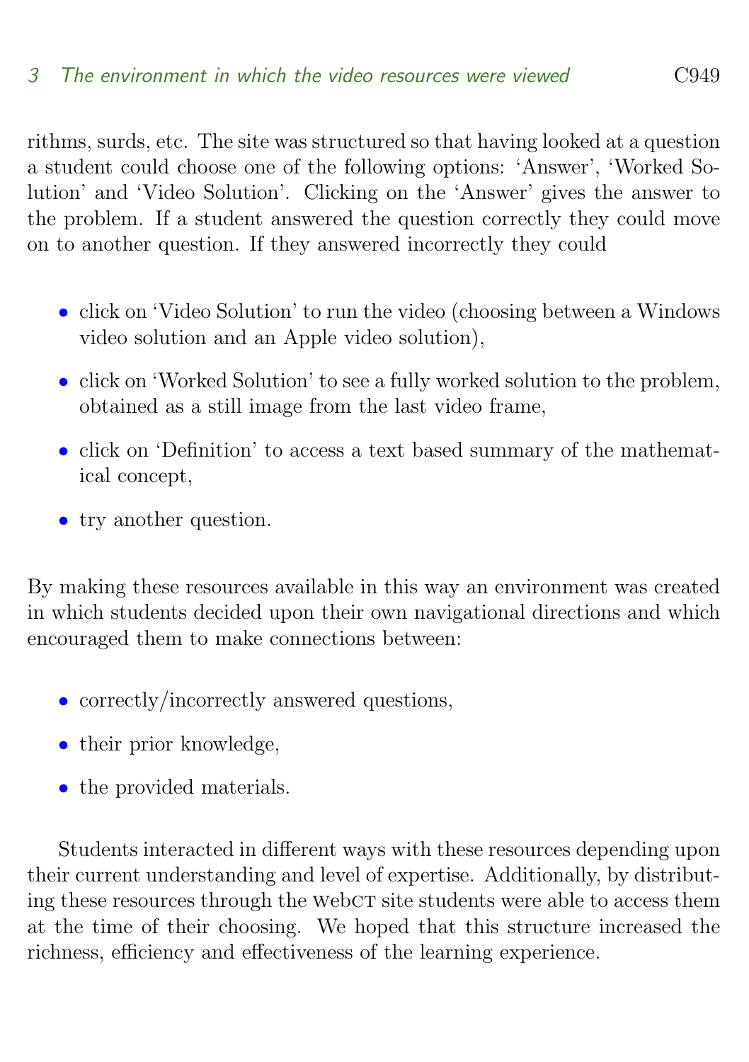rithms, surds, etc. The site was structured so that having looked at a question a student could choose one of the following options: 'Answer', 'Worked Solution' and 'Video Solution'. Clicking on the 'Answer' gives the answer to the problem. If a student answered the question correctly they could move on to another question. If they answered incorrectly they could

- click on 'Video Solution' to run the video (choosing between a Windows video solution and an Apple video solution),
- click on 'Worked Solution' to see a fully worked solution to the problem, obtained as a still image from the last video frame,
- click on 'Definition' to access a text based summary of the mathematical concept,
- try another question.

By making these resources available in this way an environment was created in which students decided upon their own navigational directions and which encouraged them to make connections between:

- correctly/incorrectly answered questions,
- their prior knowledge,
- the provided materials.

Students interacted in different ways with these resources depending upon their current understanding and level of expertise. Additionally, by distributing these resources through the WebCT site students were able to access them at the time of their choosing. We hoped that this structure increased the richness, efficiency and effectiveness of the learning experience.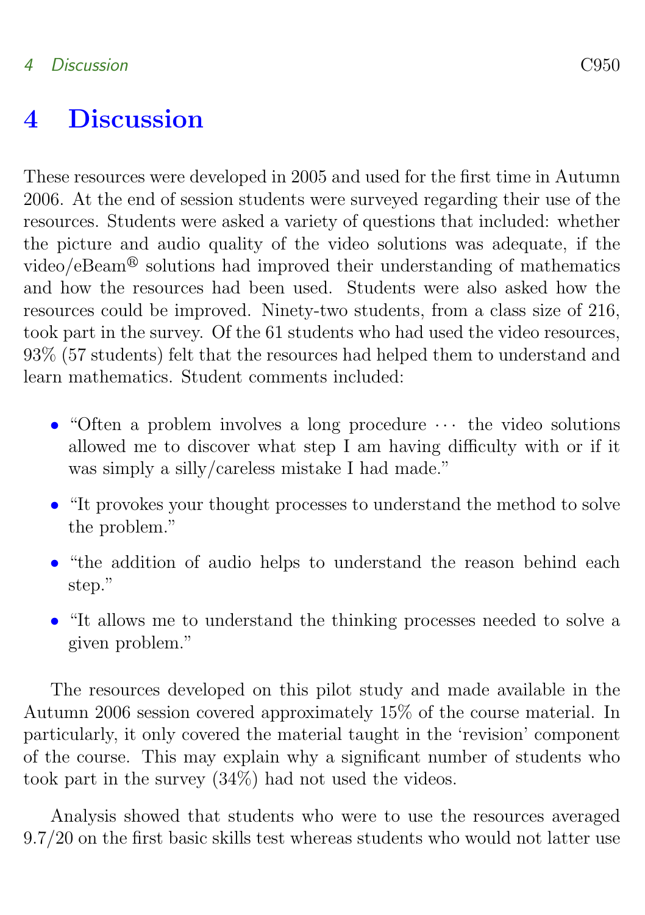# 4 Discussion

These resources were developed in 2005 and used for the first time in Autumn 2006. At the end of session students were surveyed regarding their use of the resources. Students were asked a variety of questions that included: whether the picture and audio quality of the video solutions was adequate, if the video/eBeam® solutions had improved their understanding of mathematics and how the resources had been used. Students were also asked how the resources could be improved. Ninety-two students, from a class size of 216, took part in the survey. Of the 61 students who had used the video resources, 93% (57 students) felt that the resources had helped them to understand and learn mathematics. Student comments included:

- "Often a problem involves a long procedure ⋯ the video solutions allowed me to discover what step I am having difficulty with or if it was simply a silly/careless mistake I had made."
- "It provokes your thought processes to understand the method to solve the problem."
- "the addition of audio helps to understand the reason behind each step."
- "It allows me to understand the thinking processes needed to solve a given problem."

The resources developed on this pilot study and made available in the Autumn 2006 session covered approximately 15% of the course material. In particularly, it only covered the material taught in the 'revision' component of the course. This may explain why a significant number of students who took part in the survey (34%) had not used the videos.

Analysis showed that students who were to use the resources averaged 9.7/20 on the first basic skills test whereas students who would not latter use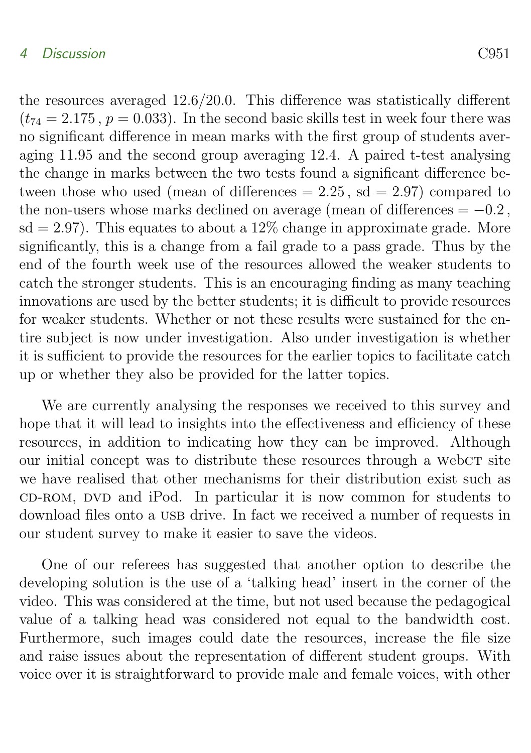the resources averaged 12.6/20.0. This difference was statistically different ($t_{74} = 2.175$, $p = 0.033$). In the second basic skills test in week four there was no significant difference in mean marks with the first group of students averaging 11.95 and the second group averaging 12.4. A paired t-test analysing the change in marks between the two tests found a significant difference between those who used (mean of differences = 2.25, sd = 2.97) compared to the non-users whose marks declined on average (mean of differences = −0.2, sd = 2.97). This equates to about a 12% change in approximate grade. More significantly, this is a change from a fail grade to a pass grade. Thus by the end of the fourth week use of the resources allowed the weaker students to catch the stronger students. This is an encouraging finding as many teaching innovations are used by the better students; it is difficult to provide resources for weaker students. Whether or not these results were sustained for the entire subject is now under investigation. Also under investigation is whether it is sufficient to provide the resources for the earlier topics to facilitate catch up or whether they also be provided for the latter topics.

We are currently analysing the responses we received to this survey and hope that it will lead to insights into the effectiveness and efficiency of these resources, in addition to indicating how they can be improved. Although our initial concept was to distribute these resources through a WebCT site we have realised that other mechanisms for their distribution exist such as CD-ROM, DVD and iPod. In particular it is now common for students to download files onto a USB drive. In fact we received a number of requests in our student survey to make it easier to save the videos.

One of our referees has suggested that another option to describe the developing solution is the use of a 'talking head' insert in the corner of the video. This was considered at the time, but not used because the pedagogical value of a talking head was considered not equal to the bandwidth cost. Furthermore, such images could date the resources, increase the file size and raise issues about the representation of different student groups. With voice over it is straightforward to provide male and female voices, with other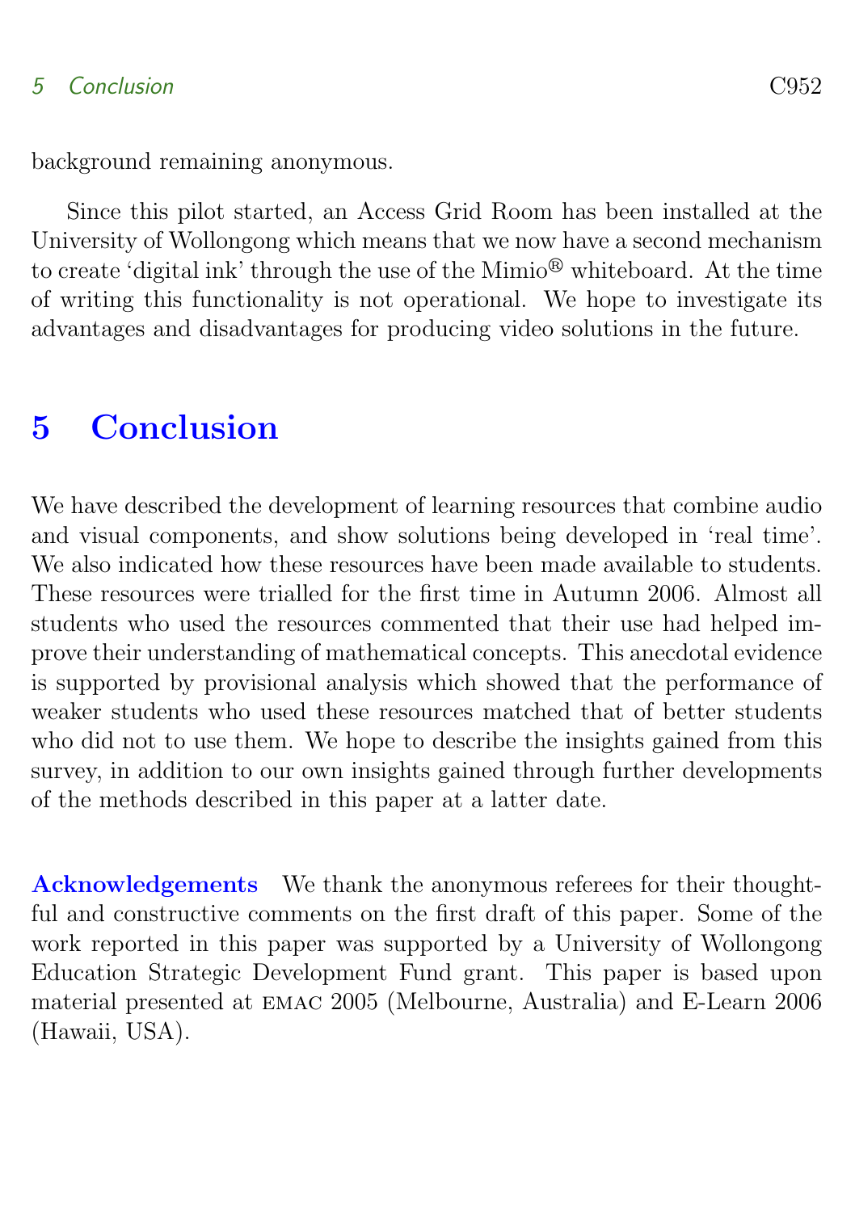background remaining anonymous.

Since this pilot started, an Access Grid Room has been installed at the University of Wollongong which means that we now have a second mechanism to create 'digital ink' through the use of the Mimio® whiteboard. At the time of writing this functionality is not operational. We hope to investigate its advantages and disadvantages for producing video solutions in the future.

## 5 Conclusion

We have described the development of learning resources that combine audio and visual components, and show solutions being developed in 'real time'. We also indicated how these resources have been made available to students. These resources were trialled for the first time in Autumn 2006. Almost all students who used the resources commented that their use had helped improve their understanding of mathematical concepts. This anecdotal evidence is supported by provisional analysis which showed that the performance of weaker students who used these resources matched that of better students who did not to use them. We hope to describe the insights gained from this survey, in addition to our own insights gained through further developments of the methods described in this paper at a latter date.

**Acknowledgements** We thank the anonymous referees for their thoughtful and constructive comments on the first draft of this paper. Some of the work reported in this paper was supported by a University of Wollongong Education Strategic Development Fund grant. This paper is based upon material presented at EMAC 2005 (Melbourne, Australia) and E-Learn 2006 (Hawaii, USA).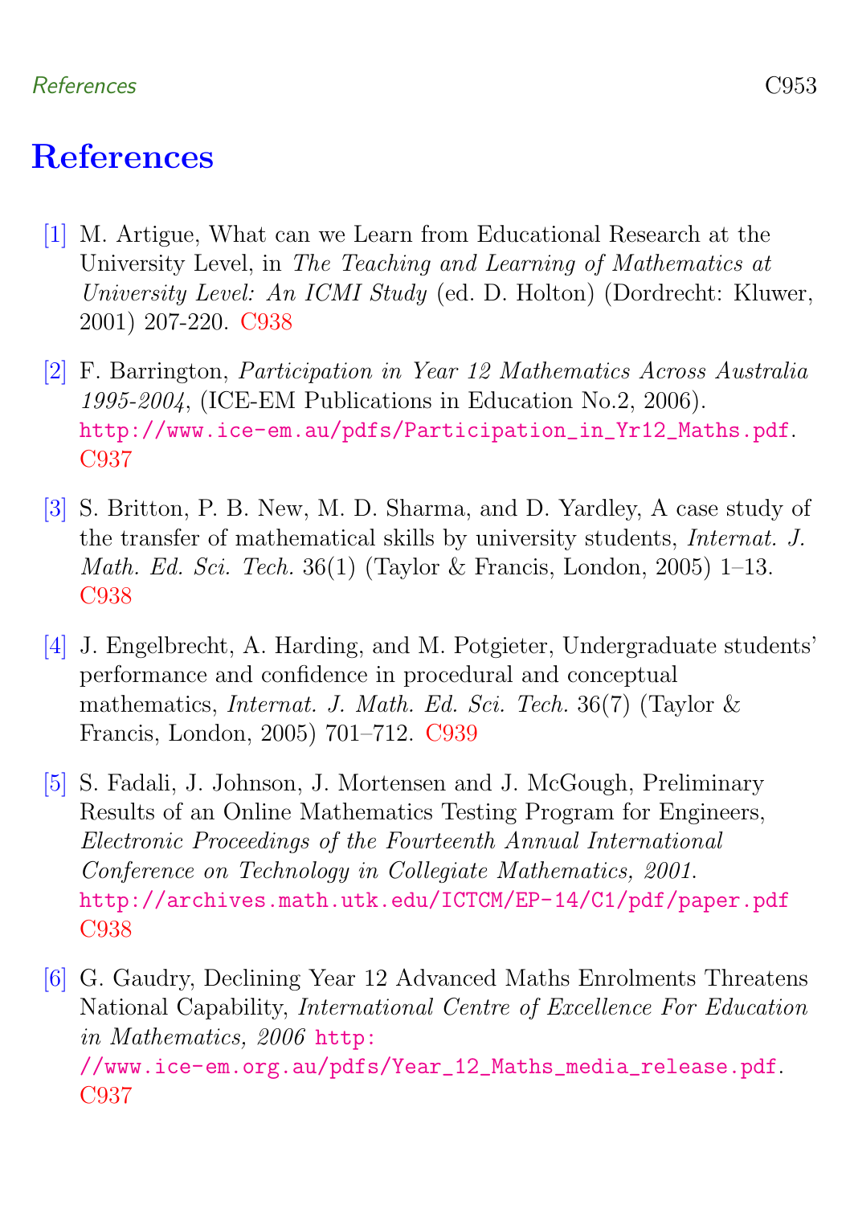# References

[1] M. Artigue, What can we Learn from Educational Research at the University Level, in *The Teaching and Learning of Mathematics at University Level: An ICMI Study* (ed. D. Holton) (Dordrecht: Kluwer, 2001) 207-220. C938

[2] F. Barrington, *Participation in Year 12 Mathematics Across Australia 1995-2004*, (ICE-EM Publications in Education No.2, 2006). http://www.ice-em.au/pdfs/Participation_in_Yr12_Maths.pdf. C937

[3] S. Britton, P. B. New, M. D. Sharma, and D. Yardley, A case study of the transfer of mathematical skills by university students, *Internat. J. Math. Ed. Sci. Tech.* 36(1) (Taylor & Francis, London, 2005) 1–13. C938

[4] J. Engelbrecht, A. Harding, and M. Potgieter, Undergraduate students' performance and confidence in procedural and conceptual mathematics, *Internat. J. Math. Ed. Sci. Tech.* 36(7) (Taylor & Francis, London, 2005) 701–712. C939

[5] S. Fadali, J. Johnson, J. Mortensen and J. McGough, Preliminary Results of an Online Mathematics Testing Program for Engineers, *Electronic Proceedings of the Fourteenth Annual International Conference on Technology in Collegiate Mathematics, 2001.* http://archives.math.utk.edu/ICTCM/EP-14/C1/pdf/paper.pdf C938

[6] G. Gaudry, Declining Year 12 Advanced Maths Enrolments Threatens National Capability, *International Centre of Excellence For Education in Mathematics, 2006* http://www.ice-em.org.au/pdfs/Year_12_Maths_media_release.pdf. C937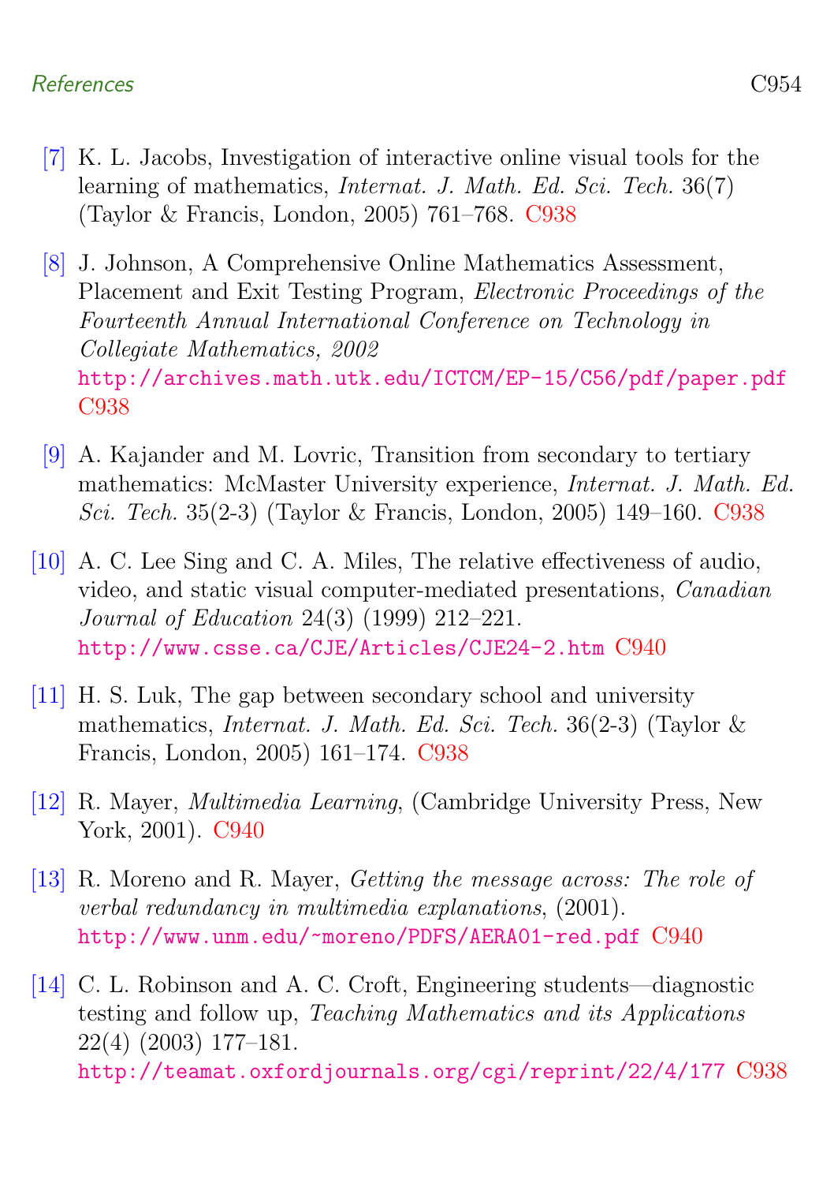[7] K. L. Jacobs, Investigation of interactive online visual tools for the learning of mathematics, *Internat. J. Math. Ed. Sci. Tech.* 36(7) (Taylor & Francis, London, 2005) 761–768. C938

[8] J. Johnson, A Comprehensive Online Mathematics Assessment, Placement and Exit Testing Program, *Electronic Proceedings of the Fourteenth Annual International Conference on Technology in Collegiate Mathematics, 2002* http://archives.math.utk.edu/ICTCM/EP-15/C56/pdf/paper.pdf C938

[9] A. Kajander and M. Lovric, Transition from secondary to tertiary mathematics: McMaster University experience, *Internat. J. Math. Ed. Sci. Tech.* 35(2-3) (Taylor & Francis, London, 2005) 149–160. C938

[10] A. C. Lee Sing and C. A. Miles, The relative effectiveness of audio, video, and static visual computer-mediated presentations, *Canadian Journal of Education* 24(3) (1999) 212–221. http://www.csse.ca/CJE/Articles/CJE24-2.htm C940

[11] H. S. Luk, The gap between secondary school and university mathematics, *Internat. J. Math. Ed. Sci. Tech.* 36(2-3) (Taylor & Francis, London, 2005) 161–174. C938

[12] R. Mayer, *Multimedia Learning*, (Cambridge University Press, New York, 2001). C940

[13] R. Moreno and R. Mayer, *Getting the message across: The role of verbal redundancy in multimedia explanations*, (2001). http://www.unm.edu/~moreno/PDFS/AERA01-red.pdf C940

[14] C. L. Robinson and A. C. Croft, Engineering students—diagnostic testing and follow up, *Teaching Mathematics and its Applications* 22(4) (2003) 177–181. http://teamat.oxfordjournals.org/cgi/reprint/22/4/177 C938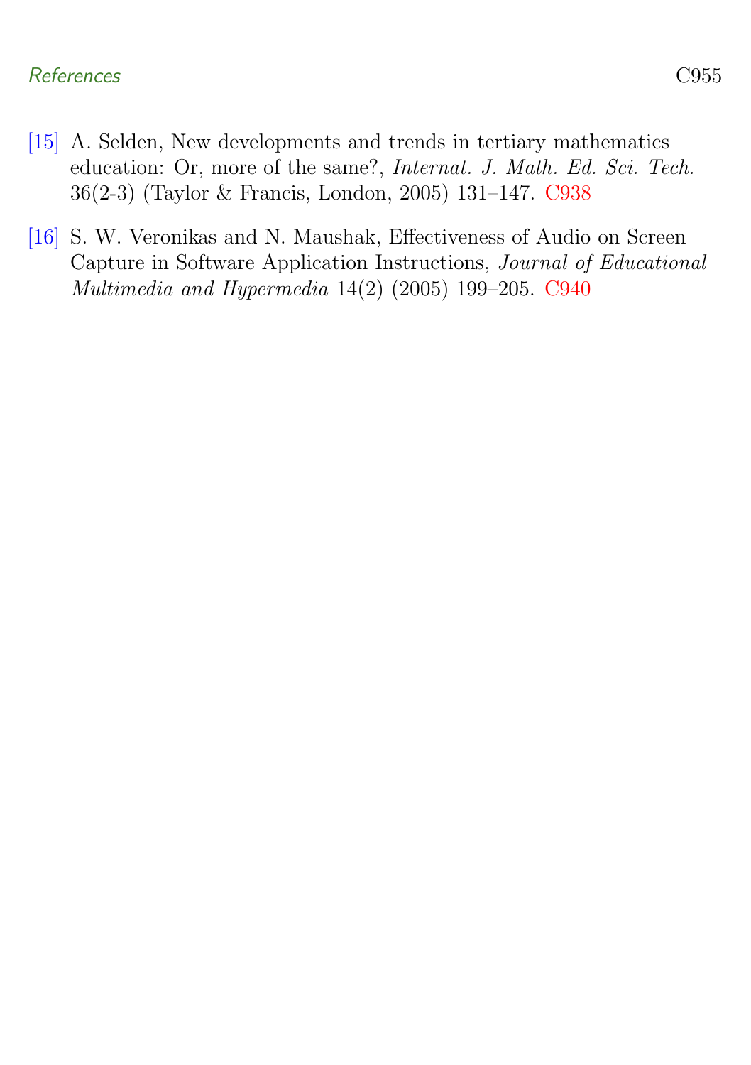[15] A. Selden, New developments and trends in tertiary mathematics education: Or, more of the same?, *Internat. J. Math. Ed. Sci. Tech.* 36(2-3) (Taylor & Francis, London, 2005) 131–147. C938

[16] S. W. Veronikas and N. Maushak, Effectiveness of Audio on Screen Capture in Software Application Instructions, *Journal of Educational Multimedia and Hypermedia* 14(2) (2005) 199–205. C940